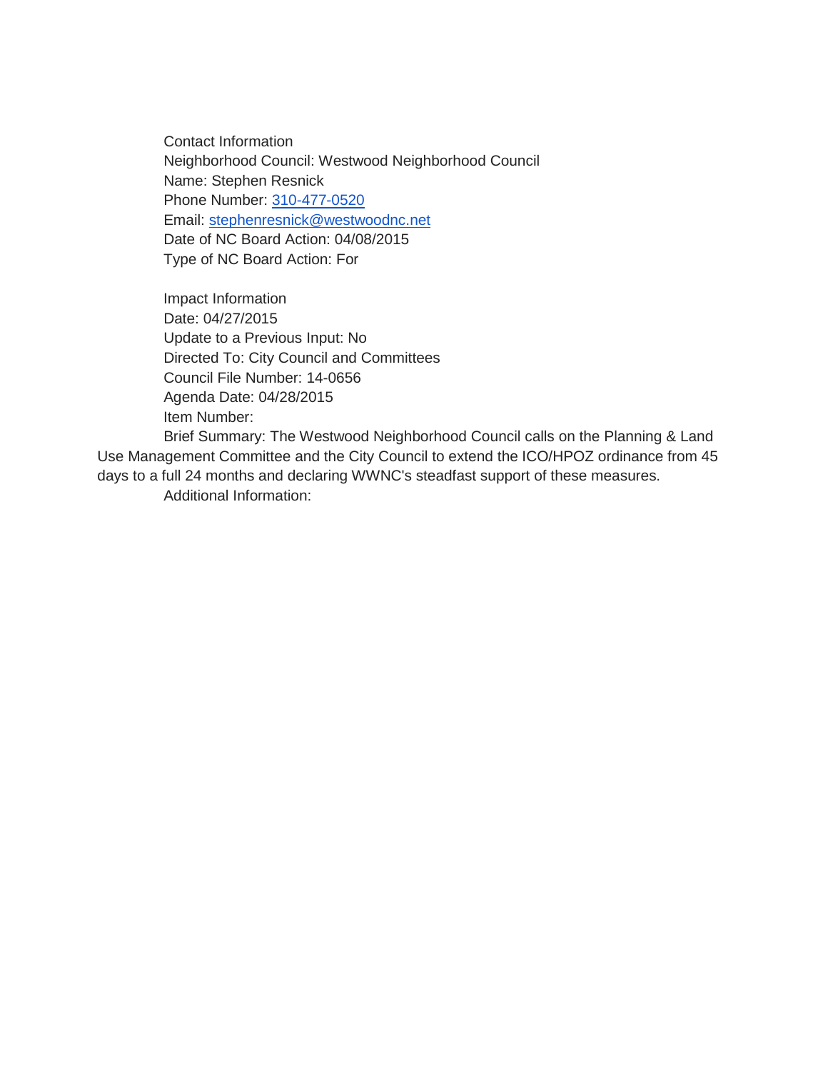Contact Information
Neighborhood Council: Westwood Neighborhood Council
Name: Stephen Resnick
Phone Number: 310-477-0520
Email: stephenresnick@westwoodnc.net
Date of NC Board Action: 04/08/2015
Type of NC Board Action: For

Impact Information
Date: 04/27/2015
Update to a Previous Input: No
Directed To: City Council and Committees
Council File Number: 14-0656
Agenda Date: 04/28/2015
Item Number:
Brief Summary: The Westwood Neighborhood Council calls on the Planning & Land Use Management Committee and the City Council to extend the ICO/HPOZ ordinance from 45 days to a full 24 months and declaring WWNC's steadfast support of these measures.
Additional Information: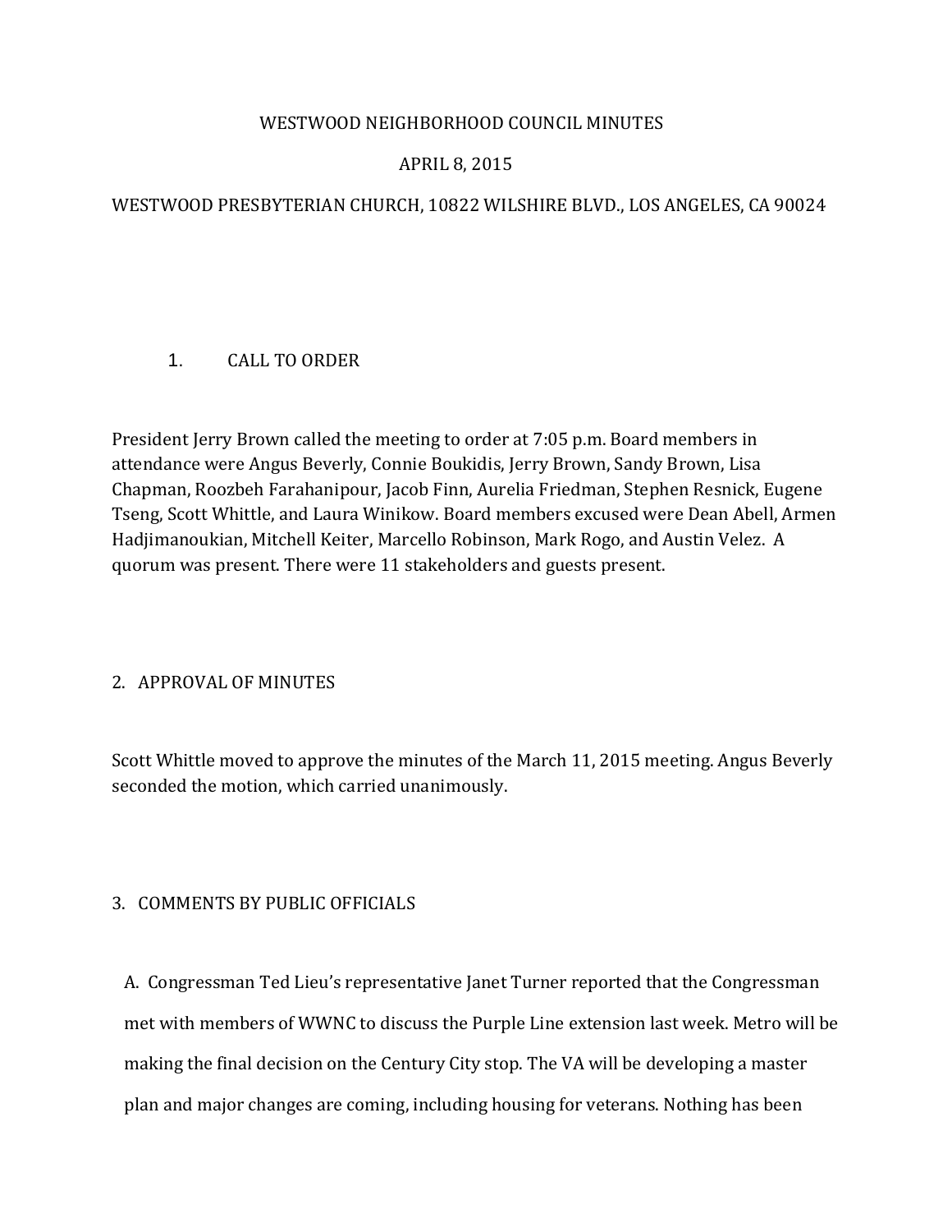# WESTWOOD NEIGHBORHOOD COUNCIL MINUTES

APRIL 8, 2015

WESTWOOD PRESBYTERIAN CHURCH, 10822 WILSHIRE BLVD., LOS ANGELES, CA 90024

## 1. CALL TO ORDER

President Jerry Brown called the meeting to order at 7:05 p.m. Board members in attendance were Angus Beverly, Connie Boukidis, Jerry Brown, Sandy Brown, Lisa Chapman, Roozbeh Farahanipour, Jacob Finn, Aurelia Friedman, Stephen Resnick, Eugene Tseng, Scott Whittle, and Laura Winikow. Board members excused were Dean Abell, Armen Hadjimanoukian, Mitchell Keiter, Marcello Robinson, Mark Rogo, and Austin Velez. A quorum was present. There were 11 stakeholders and guests present.

## 2. APPROVAL OF MINUTES

Scott Whittle moved to approve the minutes of the March 11, 2015 meeting. Angus Beverly seconded the motion, which carried unanimously.

## 3. COMMENTS BY PUBLIC OFFICIALS

A. Congressman Ted Lieu's representative Janet Turner reported that the Congressman met with members of WWNC to discuss the Purple Line extension last week. Metro will be making the final decision on the Century City stop. The VA will be developing a master plan and major changes are coming, including housing for veterans. Nothing has been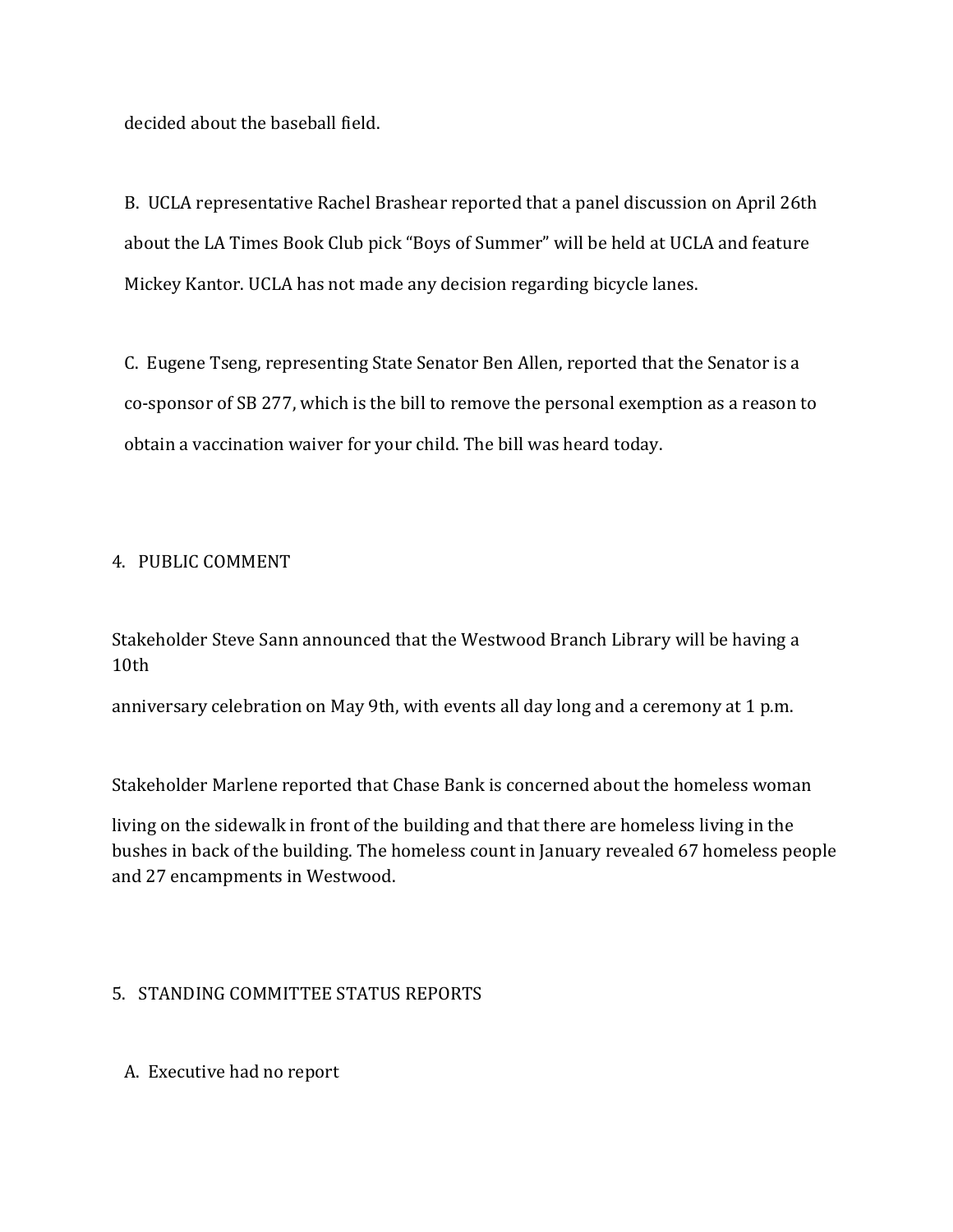decided about the baseball field.

B. UCLA representative Rachel Brashear reported that a panel discussion on April 26th about the LA Times Book Club pick "Boys of Summer" will be held at UCLA and feature Mickey Kantor. UCLA has not made any decision regarding bicycle lanes.

C. Eugene Tseng, representing State Senator Ben Allen, reported that the Senator is a co-sponsor of SB 277, which is the bill to remove the personal exemption as a reason to obtain a vaccination waiver for your child. The bill was heard today.

4. PUBLIC COMMENT

Stakeholder Steve Sann announced that the Westwood Branch Library will be having a 10th anniversary celebration on May 9th, with events all day long and a ceremony at 1 p.m.

Stakeholder Marlene reported that Chase Bank is concerned about the homeless woman living on the sidewalk in front of the building and that there are homeless living in the bushes in back of the building. The homeless count in January revealed 67 homeless people and 27 encampments in Westwood.

5. STANDING COMMITTEE STATUS REPORTS

A. Executive had no report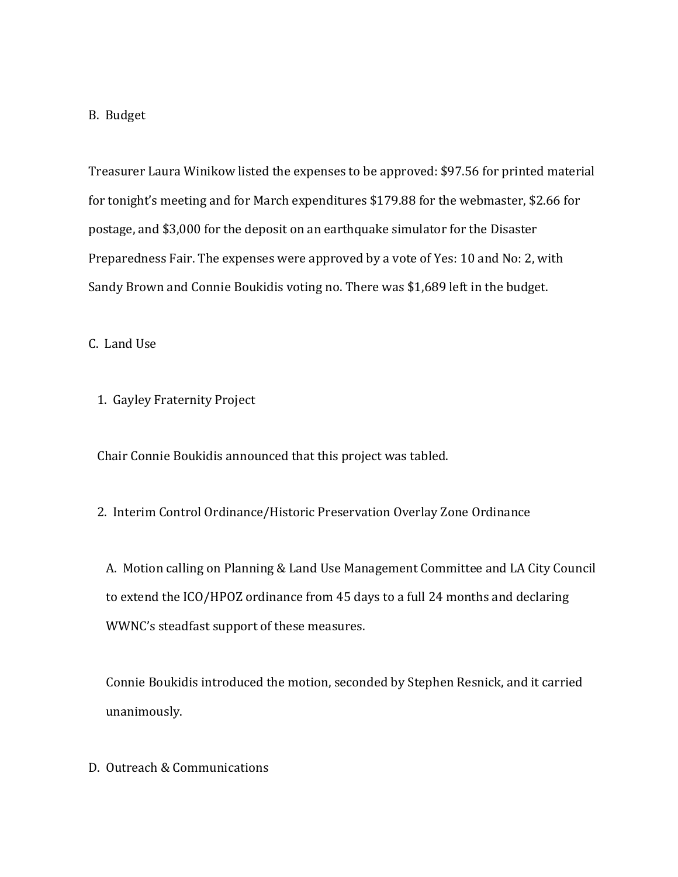B. Budget

Treasurer Laura Winikow listed the expenses to be approved: $97.56 for printed material for tonight's meeting and for March expenditures $179.88 for the webmaster, $2.66 for postage, and $3,000 for the deposit on an earthquake simulator for the Disaster Preparedness Fair. The expenses were approved by a vote of Yes: 10 and No: 2, with Sandy Brown and Connie Boukidis voting no. There was $1,689 left in the budget.

C. Land Use

1. Gayley Fraternity Project

Chair Connie Boukidis announced that this project was tabled.

2. Interim Control Ordinance/Historic Preservation Overlay Zone Ordinance

A. Motion calling on Planning & Land Use Management Committee and LA City Council to extend the ICO/HPOZ ordinance from 45 days to a full 24 months and declaring WWNC's steadfast support of these measures.

Connie Boukidis introduced the motion, seconded by Stephen Resnick, and it carried unanimously.

D. Outreach & Communications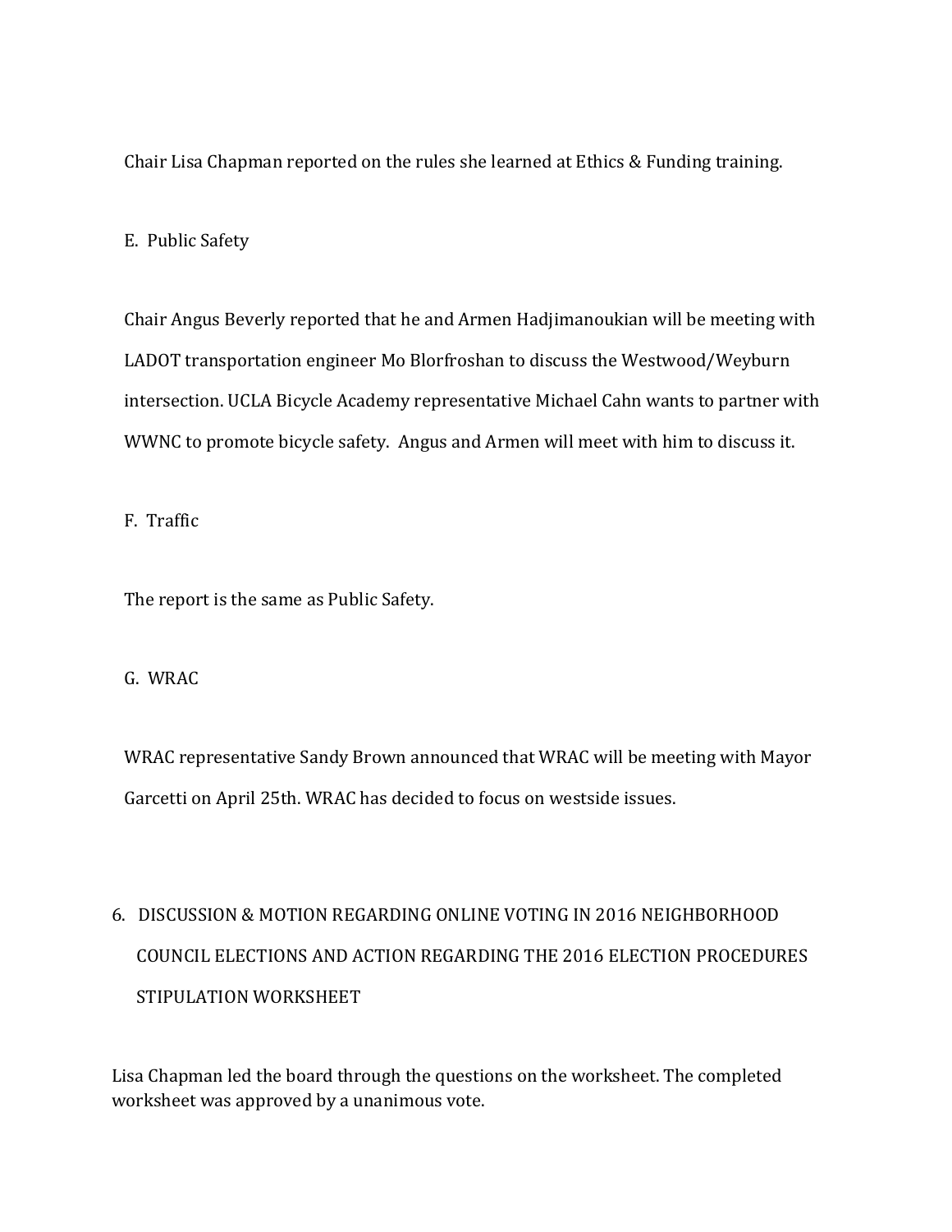Chair Lisa Chapman reported on the rules she learned at Ethics & Funding training.

E. Public Safety

Chair Angus Beverly reported that he and Armen Hadjimanoukian will be meeting with LADOT transportation engineer Mo Blorfroshan to discuss the Westwood/Weyburn intersection. UCLA Bicycle Academy representative Michael Cahn wants to partner with WWNC to promote bicycle safety. Angus and Armen will meet with him to discuss it.

F. Traffic

The report is the same as Public Safety.

G. WRAC

WRAC representative Sandy Brown announced that WRAC will be meeting with Mayor Garcetti on April 25th. WRAC has decided to focus on westside issues.

6. DISCUSSION & MOTION REGARDING ONLINE VOTING IN 2016 NEIGHBORHOOD COUNCIL ELECTIONS AND ACTION REGARDING THE 2016 ELECTION PROCEDURES STIPULATION WORKSHEET

Lisa Chapman led the board through the questions on the worksheet. The completed worksheet was approved by a unanimous vote.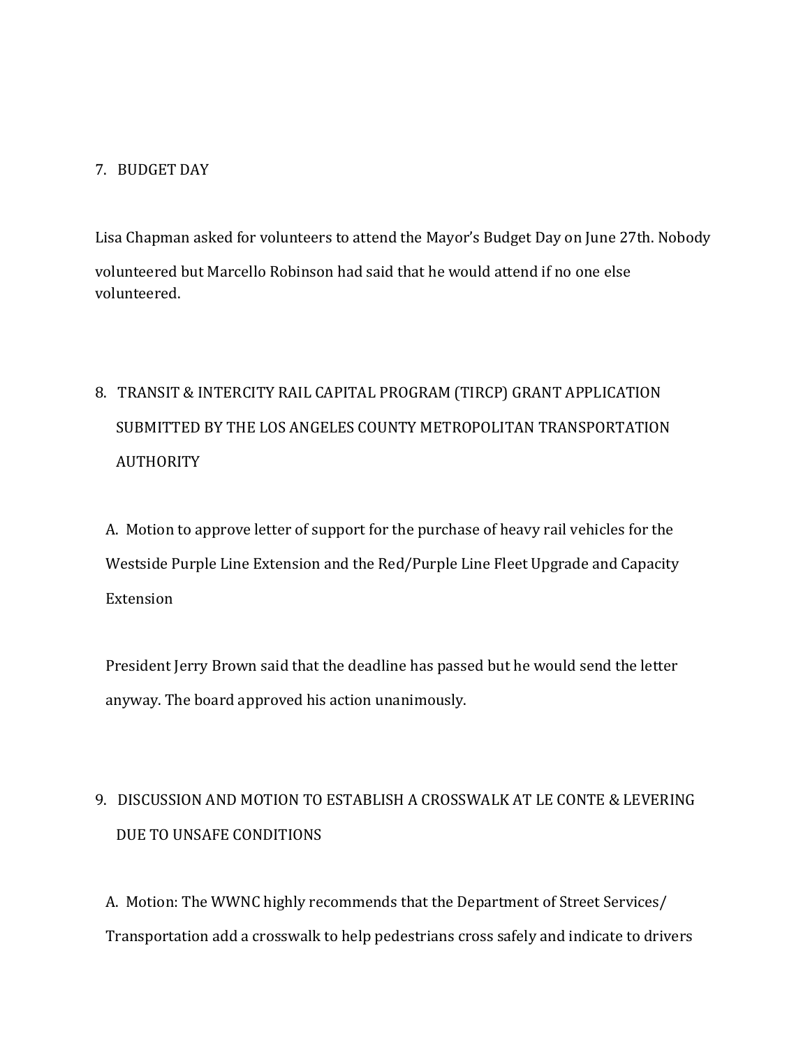7. BUDGET DAY

Lisa Chapman asked for volunteers to attend the Mayor's Budget Day on June 27th. Nobody volunteered but Marcello Robinson had said that he would attend if no one else volunteered.

8. TRANSIT & INTERCITY RAIL CAPITAL PROGRAM (TIRCP) GRANT APPLICATION SUBMITTED BY THE LOS ANGELES COUNTY METROPOLITAN TRANSPORTATION AUTHORITY

A. Motion to approve letter of support for the purchase of heavy rail vehicles for the Westside Purple Line Extension and the Red/Purple Line Fleet Upgrade and Capacity Extension

President Jerry Brown said that the deadline has passed but he would send the letter anyway. The board approved his action unanimously.

9. DISCUSSION AND MOTION TO ESTABLISH A CROSSWALK AT LE CONTE & LEVERING DUE TO UNSAFE CONDITIONS

A. Motion: The WWNC highly recommends that the Department of Street Services/ Transportation add a crosswalk to help pedestrians cross safely and indicate to drivers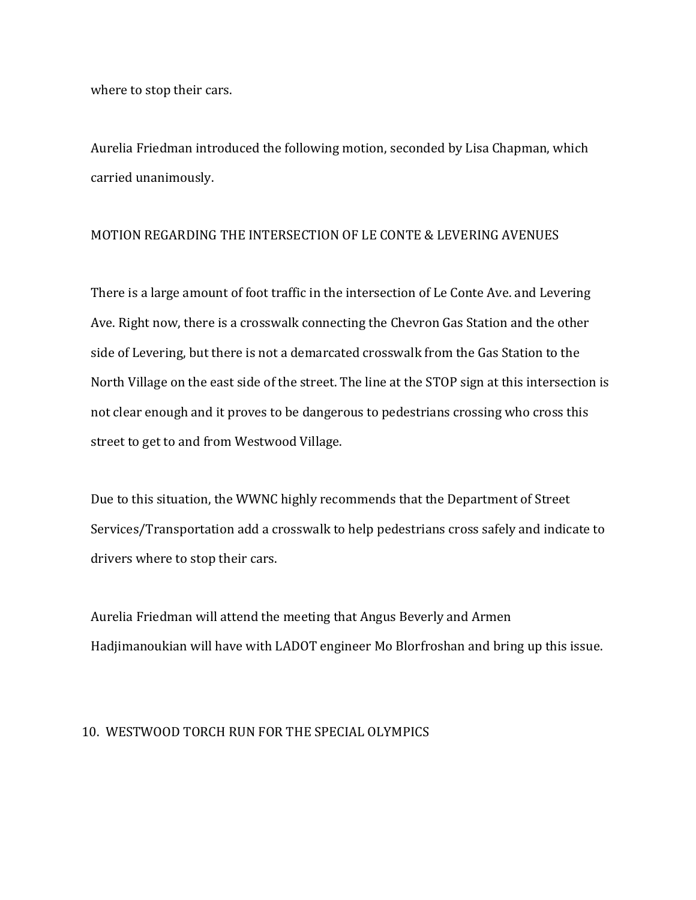where to stop their cars.

Aurelia Friedman introduced the following motion, seconded by Lisa Chapman, which carried unanimously.

MOTION REGARDING THE INTERSECTION OF LE CONTE & LEVERING AVENUES

There is a large amount of foot traffic in the intersection of Le Conte Ave. and Levering Ave. Right now, there is a crosswalk connecting the Chevron Gas Station and the other side of Levering, but there is not a demarcated crosswalk from the Gas Station to the North Village on the east side of the street. The line at the STOP sign at this intersection is not clear enough and it proves to be dangerous to pedestrians crossing who cross this street to get to and from Westwood Village.

Due to this situation, the WWNC highly recommends that the Department of Street Services/Transportation add a crosswalk to help pedestrians cross safely and indicate to drivers where to stop their cars.

Aurelia Friedman will attend the meeting that Angus Beverly and Armen Hadjimanoukian will have with LADOT engineer Mo Blorfroshan and bring up this issue.

10. WESTWOOD TORCH RUN FOR THE SPECIAL OLYMPICS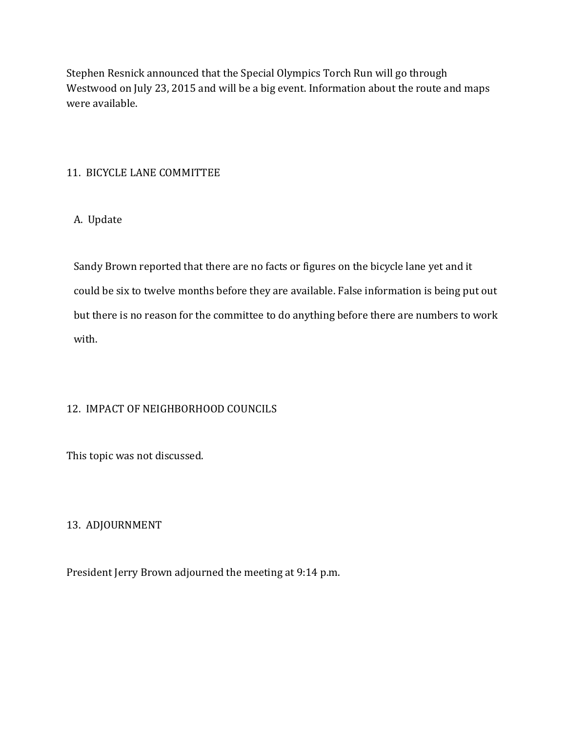Stephen Resnick announced that the Special Olympics Torch Run will go through Westwood on July 23, 2015 and will be a big event. Information about the route and maps were available.

## 11. BICYCLE LANE COMMITTEE

### A. Update

Sandy Brown reported that there are no facts or figures on the bicycle lane yet and it could be six to twelve months before they are available. False information is being put out but there is no reason for the committee to do anything before there are numbers to work with.

## 12. IMPACT OF NEIGHBORHOOD COUNCILS

This topic was not discussed.

## 13. ADJOURNMENT

President Jerry Brown adjourned the meeting at 9:14 p.m.